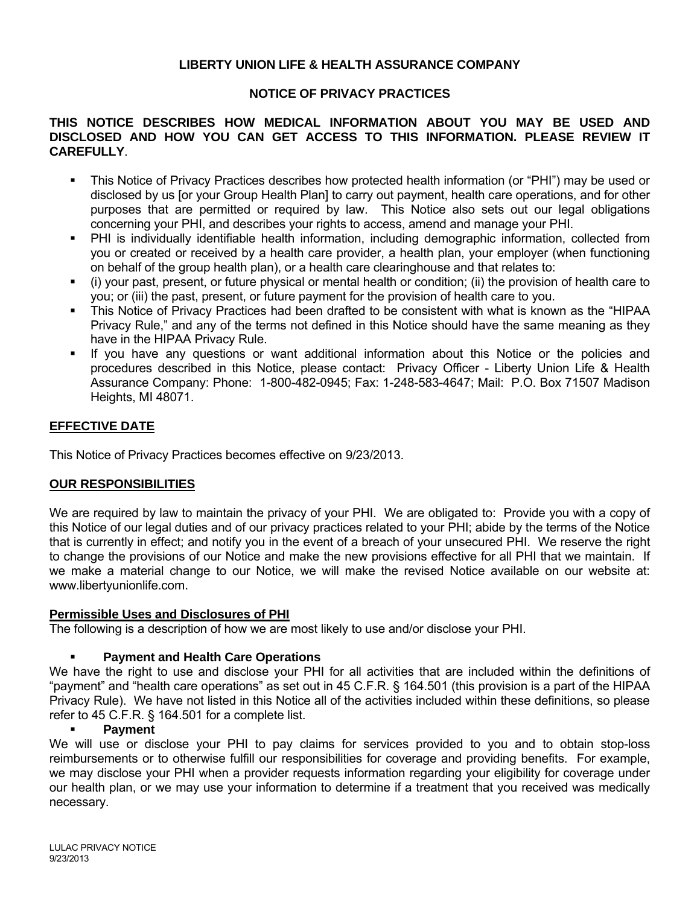# LIBERTY UNION LIFE & HEALTH ASSURANCE COMPANY

## NOTICE OF PRIVACY PRACTICES

**THIS NOTICE DESCRIBES HOW MEDICAL INFORMATION ABOUT YOU MAY BE USED AND DISCLOSED AND HOW YOU CAN GET ACCESS TO THIS INFORMATION. PLEASE REVIEW IT CAREFULLY**.

- This Notice of Privacy Practices describes how protected health information (or "PHI") may be used or disclosed by us [or your Group Health Plan] to carry out payment, health care operations, and for other purposes that are permitted or required by law. This Notice also sets out our legal obligations concerning your PHI, and describes your rights to access, amend and manage your PHI.
- PHI is individually identifiable health information, including demographic information, collected from you or created or received by a health care provider, a health plan, your employer (when functioning on behalf of the group health plan), or a health care clearinghouse and that relates to:
- (i) your past, present, or future physical or mental health or condition; (ii) the provision of health care to you; or (iii) the past, present, or future payment for the provision of health care to you.
- This Notice of Privacy Practices had been drafted to be consistent with what is known as the "HIPAA Privacy Rule," and any of the terms not defined in this Notice should have the same meaning as they have in the HIPAA Privacy Rule.
- If you have any questions or want additional information about this Notice or the policies and procedures described in this Notice, please contact: Privacy Officer - Liberty Union Life & Health Assurance Company: Phone: 1-800-482-0945; Fax: 1-248-583-4647; Mail: P.O. Box 71507 Madison Heights, MI 48071.

## EFFECTIVE DATE

This Notice of Privacy Practices becomes effective on 9/23/2013.

## OUR RESPONSIBILITIES

We are required by law to maintain the privacy of your PHI. We are obligated to: Provide you with a copy of this Notice of our legal duties and of our privacy practices related to your PHI; abide by the terms of the Notice that is currently in effect; and notify you in the event of a breach of your unsecured PHI. We reserve the right to change the provisions of our Notice and make the new provisions effective for all PHI that we maintain. If we make a material change to our Notice, we will make the revised Notice available on our website at: www.libertyunionlife.com.

### Permissible Uses and Disclosures of PHI

The following is a description of how we are most likely to use and/or disclose your PHI.

- **Payment and Health Care Operations**

We have the right to use and disclose your PHI for all activities that are included within the definitions of "payment" and "health care operations" as set out in 45 C.F.R. § 164.501 (this provision is a part of the HIPAA Privacy Rule). We have not listed in this Notice all of the activities included within these definitions, so please refer to 45 C.F.R. § 164.501 for a complete list.

- **Payment**

We will use or disclose your PHI to pay claims for services provided to you and to obtain stop-loss reimbursements or to otherwise fulfill our responsibilities for coverage and providing benefits. For example, we may disclose your PHI when a provider requests information regarding your eligibility for coverage under our health plan, or we may use your information to determine if a treatment that you received was medically necessary.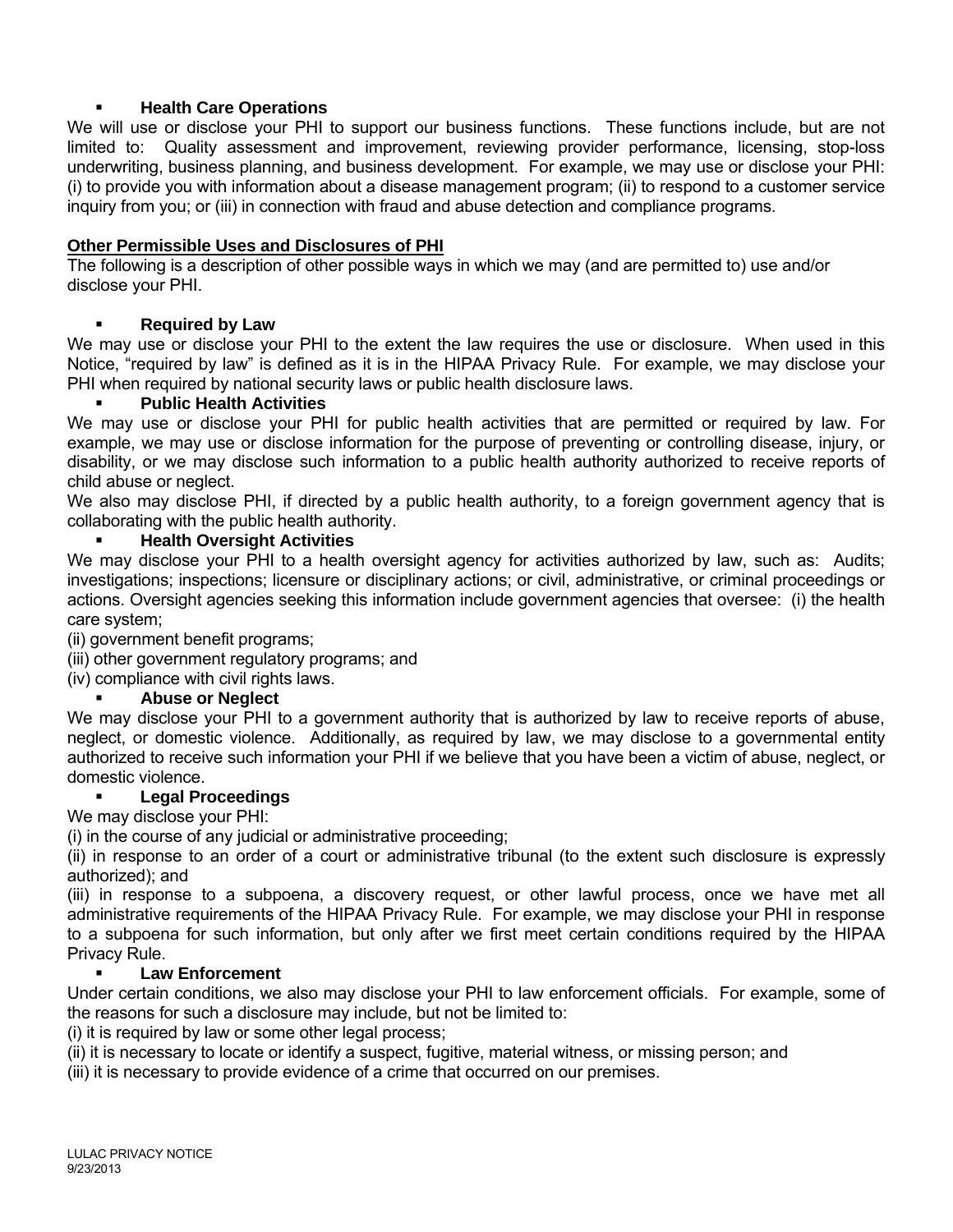- **Health Care Operations**

We will use or disclose your PHI to support our business functions. These functions include, but are not limited to: Quality assessment and improvement, reviewing provider performance, licensing, stop-loss underwriting, business planning, and business development. For example, we may use or disclose your PHI: (i) to provide you with information about a disease management program; (ii) to respond to a customer service inquiry from you; or (iii) in connection with fraud and abuse detection and compliance programs.

## Other Permissible Uses and Disclosures of PHI

The following is a description of other possible ways in which we may (and are permitted to) use and/or disclose your PHI.

- **Required by Law**

We may use or disclose your PHI to the extent the law requires the use or disclosure. When used in this Notice, "required by law" is defined as it is in the HIPAA Privacy Rule. For example, we may disclose your PHI when required by national security laws or public health disclosure laws.

- **Public Health Activities**

We may use or disclose your PHI for public health activities that are permitted or required by law. For example, we may use or disclose information for the purpose of preventing or controlling disease, injury, or disability, or we may disclose such information to a public health authority authorized to receive reports of child abuse or neglect.

We also may disclose PHI, if directed by a public health authority, to a foreign government agency that is collaborating with the public health authority.

- **Health Oversight Activities**

We may disclose your PHI to a health oversight agency for activities authorized by law, such as: Audits; investigations; inspections; licensure or disciplinary actions; or civil, administrative, or criminal proceedings or actions. Oversight agencies seeking this information include government agencies that oversee: (i) the health care system;

(ii) government benefit programs;

(iii) other government regulatory programs; and

(iv) compliance with civil rights laws.

- **Abuse or Neglect**

We may disclose your PHI to a government authority that is authorized by law to receive reports of abuse, neglect, or domestic violence. Additionally, as required by law, we may disclose to a governmental entity authorized to receive such information your PHI if we believe that you have been a victim of abuse, neglect, or domestic violence.

- **Legal Proceedings**

We may disclose your PHI:

(i) in the course of any judicial or administrative proceeding;

(ii) in response to an order of a court or administrative tribunal (to the extent such disclosure is expressly authorized); and

(iii) in response to a subpoena, a discovery request, or other lawful process, once we have met all administrative requirements of the HIPAA Privacy Rule. For example, we may disclose your PHI in response to a subpoena for such information, but only after we first meet certain conditions required by the HIPAA Privacy Rule.

- **Law Enforcement**

Under certain conditions, we also may disclose your PHI to law enforcement officials. For example, some of the reasons for such a disclosure may include, but not be limited to:

(i) it is required by law or some other legal process;

(ii) it is necessary to locate or identify a suspect, fugitive, material witness, or missing person; and

(iii) it is necessary to provide evidence of a crime that occurred on our premises.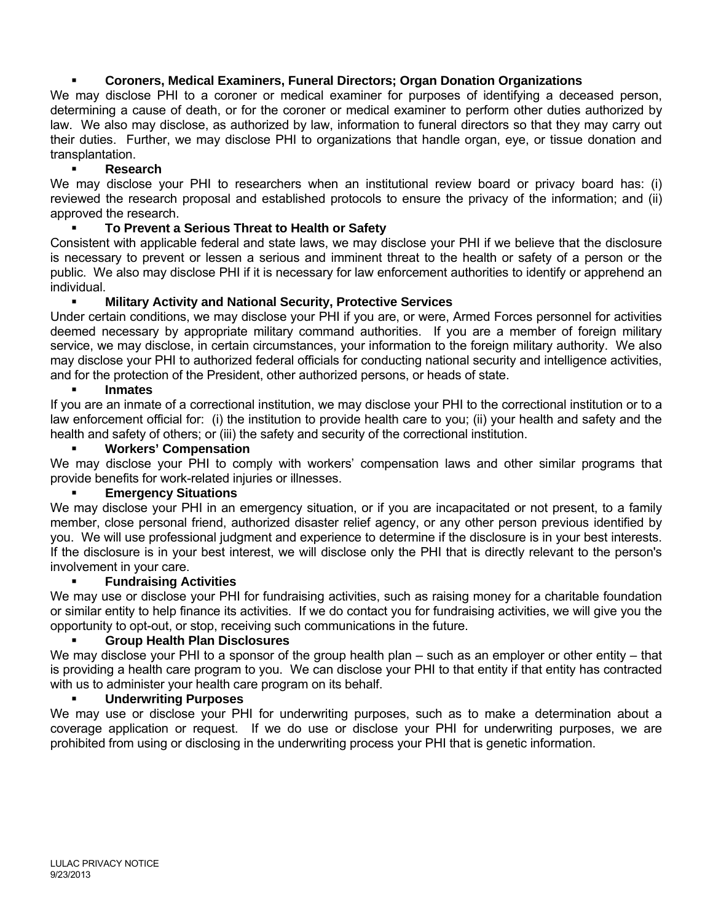- **Coroners, Medical Examiners, Funeral Directors; Organ Donation Organizations**

We may disclose PHI to a coroner or medical examiner for purposes of identifying a deceased person, determining a cause of death, or for the coroner or medical examiner to perform other duties authorized by law. We also may disclose, as authorized by law, information to funeral directors so that they may carry out their duties. Further, we may disclose PHI to organizations that handle organ, eye, or tissue donation and transplantation.

- **Research**

We may disclose your PHI to researchers when an institutional review board or privacy board has: (i) reviewed the research proposal and established protocols to ensure the privacy of the information; and (ii) approved the research.

- **To Prevent a Serious Threat to Health or Safety**

Consistent with applicable federal and state laws, we may disclose your PHI if we believe that the disclosure is necessary to prevent or lessen a serious and imminent threat to the health or safety of a person or the public. We also may disclose PHI if it is necessary for law enforcement authorities to identify or apprehend an individual.

- **Military Activity and National Security, Protective Services**

Under certain conditions, we may disclose your PHI if you are, or were, Armed Forces personnel for activities deemed necessary by appropriate military command authorities. If you are a member of foreign military service, we may disclose, in certain circumstances, your information to the foreign military authority. We also may disclose your PHI to authorized federal officials for conducting national security and intelligence activities, and for the protection of the President, other authorized persons, or heads of state.

- **Inmates**

If you are an inmate of a correctional institution, we may disclose your PHI to the correctional institution or to a law enforcement official for: (i) the institution to provide health care to you; (ii) your health and safety and the health and safety of others; or (iii) the safety and security of the correctional institution.

- **Workers' Compensation**

We may disclose your PHI to comply with workers' compensation laws and other similar programs that provide benefits for work-related injuries or illnesses.

- **Emergency Situations**

We may disclose your PHI in an emergency situation, or if you are incapacitated or not present, to a family member, close personal friend, authorized disaster relief agency, or any other person previous identified by you. We will use professional judgment and experience to determine if the disclosure is in your best interests. If the disclosure is in your best interest, we will disclose only the PHI that is directly relevant to the person's involvement in your care.

- **Fundraising Activities**

We may use or disclose your PHI for fundraising activities, such as raising money for a charitable foundation or similar entity to help finance its activities. If we do contact you for fundraising activities, we will give you the opportunity to opt-out, or stop, receiving such communications in the future.

- **Group Health Plan Disclosures**

We may disclose your PHI to a sponsor of the group health plan – such as an employer or other entity – that is providing a health care program to you. We can disclose your PHI to that entity if that entity has contracted with us to administer your health care program on its behalf.

- **Underwriting Purposes**

We may use or disclose your PHI for underwriting purposes, such as to make a determination about a coverage application or request. If we do use or disclose your PHI for underwriting purposes, we are prohibited from using or disclosing in the underwriting process your PHI that is genetic information.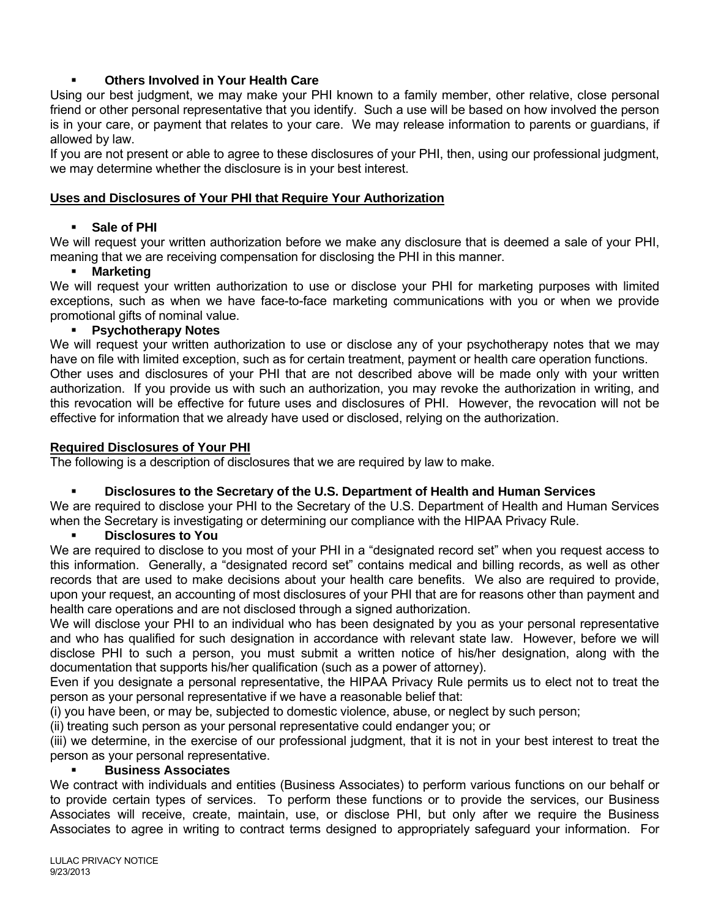- **Others Involved in Your Health Care**

Using our best judgment, we may make your PHI known to a family member, other relative, close personal friend or other personal representative that you identify. Such a use will be based on how involved the person is in your care, or payment that relates to your care. We may release information to parents or guardians, if allowed by law.

If you are not present or able to agree to these disclosures of your PHI, then, using our professional judgment, we may determine whether the disclosure is in your best interest.

## Uses and Disclosures of Your PHI that Require Your Authorization

- **Sale of PHI**

We will request your written authorization before we make any disclosure that is deemed a sale of your PHI, meaning that we are receiving compensation for disclosing the PHI in this manner.

- **Marketing**

We will request your written authorization to use or disclose your PHI for marketing purposes with limited exceptions, such as when we have face-to-face marketing communications with you or when we provide promotional gifts of nominal value.

- **Psychotherapy Notes**

We will request your written authorization to use or disclose any of your psychotherapy notes that we may have on file with limited exception, such as for certain treatment, payment or health care operation functions.

Other uses and disclosures of your PHI that are not described above will be made only with your written authorization. If you provide us with such an authorization, you may revoke the authorization in writing, and this revocation will be effective for future uses and disclosures of PHI. However, the revocation will not be effective for information that we already have used or disclosed, relying on the authorization.

## Required Disclosures of Your PHI

The following is a description of disclosures that we are required by law to make.

- **Disclosures to the Secretary of the U.S. Department of Health and Human Services**

We are required to disclose your PHI to the Secretary of the U.S. Department of Health and Human Services when the Secretary is investigating or determining our compliance with the HIPAA Privacy Rule.

- **Disclosures to You**

We are required to disclose to you most of your PHI in a "designated record set" when you request access to this information. Generally, a "designated record set" contains medical and billing records, as well as other records that are used to make decisions about your health care benefits. We also are required to provide, upon your request, an accounting of most disclosures of your PHI that are for reasons other than payment and health care operations and are not disclosed through a signed authorization.

We will disclose your PHI to an individual who has been designated by you as your personal representative and who has qualified for such designation in accordance with relevant state law. However, before we will disclose PHI to such a person, you must submit a written notice of his/her designation, along with the documentation that supports his/her qualification (such as a power of attorney).

Even if you designate a personal representative, the HIPAA Privacy Rule permits us to elect not to treat the person as your personal representative if we have a reasonable belief that:

(i) you have been, or may be, subjected to domestic violence, abuse, or neglect by such person;

(ii) treating such person as your personal representative could endanger you; or

(iii) we determine, in the exercise of our professional judgment, that it is not in your best interest to treat the person as your personal representative.

- **Business Associates**

We contract with individuals and entities (Business Associates) to perform various functions on our behalf or to provide certain types of services. To perform these functions or to provide the services, our Business Associates will receive, create, maintain, use, or disclose PHI, but only after we require the Business Associates to agree in writing to contract terms designed to appropriately safeguard your information. For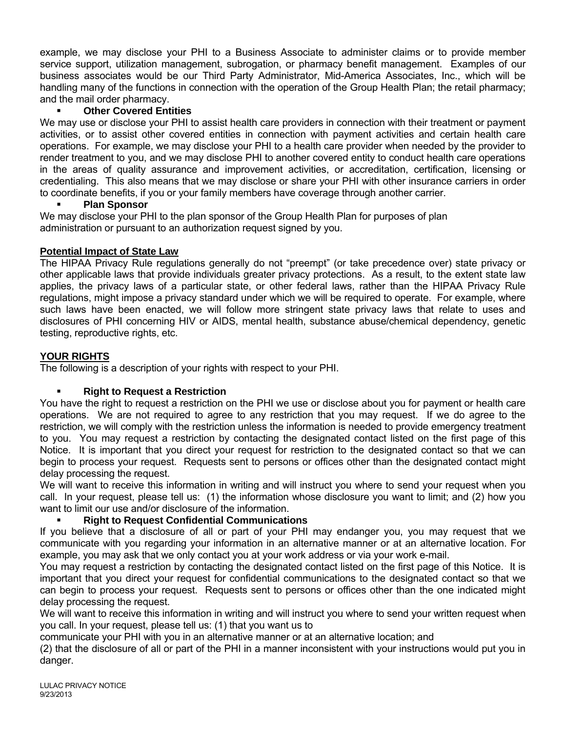example, we may disclose your PHI to a Business Associate to administer claims or to provide member service support, utilization management, subrogation, or pharmacy benefit management. Examples of our business associates would be our Third Party Administrator, Mid-America Associates, Inc., which will be handling many of the functions in connection with the operation of the Group Health Plan; the retail pharmacy; and the mail order pharmacy.

- **Other Covered Entities**

We may use or disclose your PHI to assist health care providers in connection with their treatment or payment activities, or to assist other covered entities in connection with payment activities and certain health care operations. For example, we may disclose your PHI to a health care provider when needed by the provider to render treatment to you, and we may disclose PHI to another covered entity to conduct health care operations in the areas of quality assurance and improvement activities, or accreditation, certification, licensing or credentialing. This also means that we may disclose or share your PHI with other insurance carriers in order to coordinate benefits, if you or your family members have coverage through another carrier.

- **Plan Sponsor**

We may disclose your PHI to the plan sponsor of the Group Health Plan for purposes of plan administration or pursuant to an authorization request signed by you.

**Potential Impact of State Law**

The HIPAA Privacy Rule regulations generally do not "preempt" (or take precedence over) state privacy or other applicable laws that provide individuals greater privacy protections. As a result, to the extent state law applies, the privacy laws of a particular state, or other federal laws, rather than the HIPAA Privacy Rule regulations, might impose a privacy standard under which we will be required to operate. For example, where such laws have been enacted, we will follow more stringent state privacy laws that relate to uses and disclosures of PHI concerning HIV or AIDS, mental health, substance abuse/chemical dependency, genetic testing, reproductive rights, etc.

## YOUR RIGHTS

The following is a description of your rights with respect to your PHI.

- **Right to Request a Restriction**

You have the right to request a restriction on the PHI we use or disclose about you for payment or health care operations. We are not required to agree to any restriction that you may request. If we do agree to the restriction, we will comply with the restriction unless the information is needed to provide emergency treatment to you. You may request a restriction by contacting the designated contact listed on the first page of this Notice. It is important that you direct your request for restriction to the designated contact so that we can begin to process your request. Requests sent to persons or offices other than the designated contact might delay processing the request.

We will want to receive this information in writing and will instruct you where to send your request when you call. In your request, please tell us: (1) the information whose disclosure you want to limit; and (2) how you want to limit our use and/or disclosure of the information.

- **Right to Request Confidential Communications**

If you believe that a disclosure of all or part of your PHI may endanger you, you may request that we communicate with you regarding your information in an alternative manner or at an alternative location. For example, you may ask that we only contact you at your work address or via your work e-mail.

You may request a restriction by contacting the designated contact listed on the first page of this Notice. It is important that you direct your request for confidential communications to the designated contact so that we can begin to process your request. Requests sent to persons or offices other than the one indicated might delay processing the request.

We will want to receive this information in writing and will instruct you where to send your written request when you call. In your request, please tell us: (1) that you want us to communicate your PHI with you in an alternative manner or at an alternative location; and (2) that the disclosure of all or part of the PHI in a manner inconsistent with your instructions would put you in danger.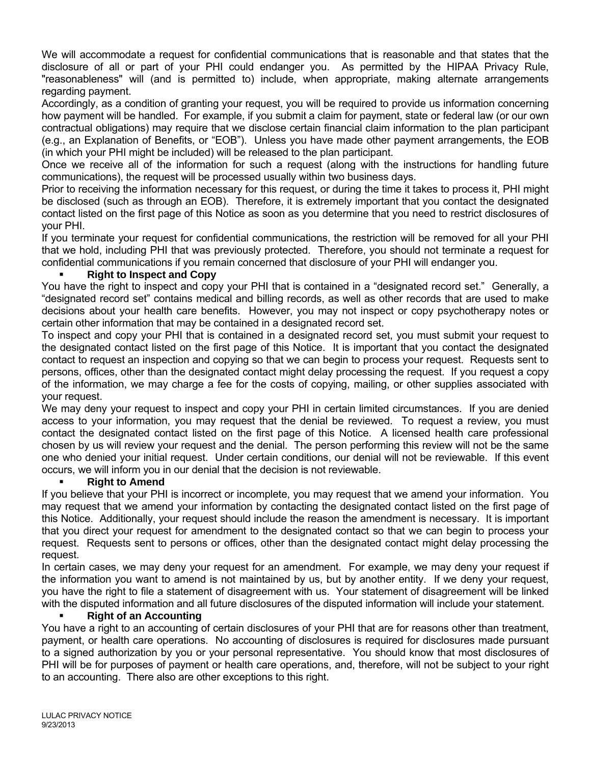We will accommodate a request for confidential communications that is reasonable and that states that the disclosure of all or part of your PHI could endanger you. As permitted by the HIPAA Privacy Rule, "reasonableness" will (and is permitted to) include, when appropriate, making alternate arrangements regarding payment.

Accordingly, as a condition of granting your request, you will be required to provide us information concerning how payment will be handled. For example, if you submit a claim for payment, state or federal law (or our own contractual obligations) may require that we disclose certain financial claim information to the plan participant (e.g., an Explanation of Benefits, or "EOB"). Unless you have made other payment arrangements, the EOB (in which your PHI might be included) will be released to the plan participant.

Once we receive all of the information for such a request (along with the instructions for handling future communications), the request will be processed usually within two business days.

Prior to receiving the information necessary for this request, or during the time it takes to process it, PHI might be disclosed (such as through an EOB). Therefore, it is extremely important that you contact the designated contact listed on the first page of this Notice as soon as you determine that you need to restrict disclosures of your PHI.

If you terminate your request for confidential communications, the restriction will be removed for all your PHI that we hold, including PHI that was previously protected. Therefore, you should not terminate a request for confidential communications if you remain concerned that disclosure of your PHI will endanger you.

- **Right to Inspect and Copy**

You have the right to inspect and copy your PHI that is contained in a "designated record set." Generally, a "designated record set" contains medical and billing records, as well as other records that are used to make decisions about your health care benefits. However, you may not inspect or copy psychotherapy notes or certain other information that may be contained in a designated record set.

To inspect and copy your PHI that is contained in a designated record set, you must submit your request to the designated contact listed on the first page of this Notice. It is important that you contact the designated contact to request an inspection and copying so that we can begin to process your request. Requests sent to persons, offices, other than the designated contact might delay processing the request. If you request a copy of the information, we may charge a fee for the costs of copying, mailing, or other supplies associated with your request.

We may deny your request to inspect and copy your PHI in certain limited circumstances. If you are denied access to your information, you may request that the denial be reviewed. To request a review, you must contact the designated contact listed on the first page of this Notice. A licensed health care professional chosen by us will review your request and the denial. The person performing this review will not be the same one who denied your initial request. Under certain conditions, our denial will not be reviewable. If this event occurs, we will inform you in our denial that the decision is not reviewable.

- **Right to Amend**

If you believe that your PHI is incorrect or incomplete, you may request that we amend your information. You may request that we amend your information by contacting the designated contact listed on the first page of this Notice. Additionally, your request should include the reason the amendment is necessary. It is important that you direct your request for amendment to the designated contact so that we can begin to process your request. Requests sent to persons or offices, other than the designated contact might delay processing the request.

In certain cases, we may deny your request for an amendment. For example, we may deny your request if the information you want to amend is not maintained by us, but by another entity. If we deny your request, you have the right to file a statement of disagreement with us. Your statement of disagreement will be linked with the disputed information and all future disclosures of the disputed information will include your statement.

- **Right of an Accounting**

You have a right to an accounting of certain disclosures of your PHI that are for reasons other than treatment, payment, or health care operations. No accounting of disclosures is required for disclosures made pursuant to a signed authorization by you or your personal representative. You should know that most disclosures of PHI will be for purposes of payment or health care operations, and, therefore, will not be subject to your right to an accounting. There also are other exceptions to this right.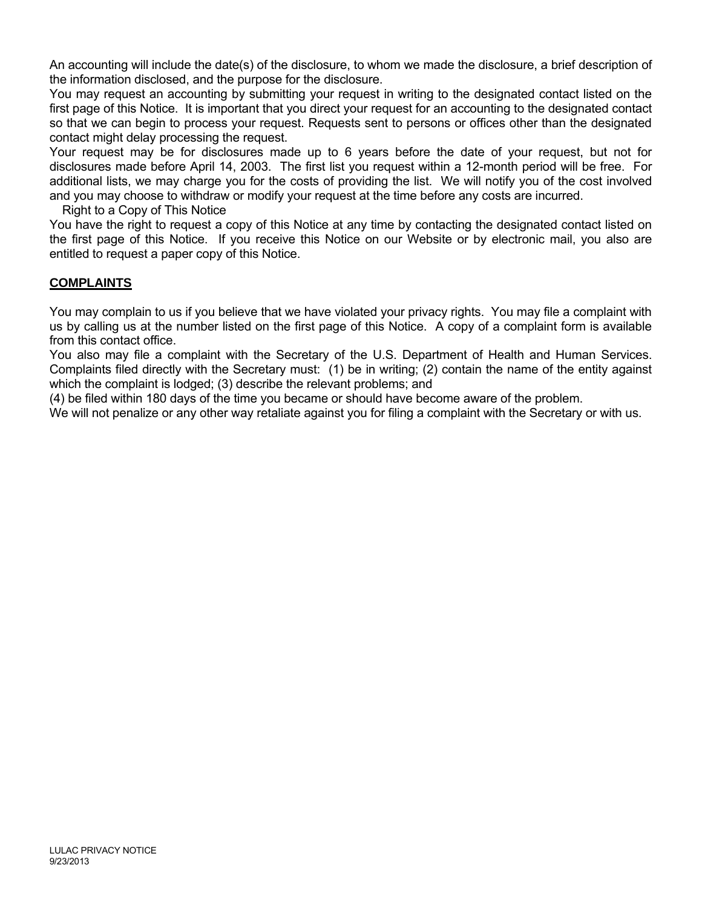An accounting will include the date(s) of the disclosure, to whom we made the disclosure, a brief description of the information disclosed, and the purpose for the disclosure.

You may request an accounting by submitting your request in writing to the designated contact listed on the first page of this Notice. It is important that you direct your request for an accounting to the designated contact so that we can begin to process your request. Requests sent to persons or offices other than the designated contact might delay processing the request.

Your request may be for disclosures made up to 6 years before the date of your request, but not for disclosures made before April 14, 2003. The first list you request within a 12-month period will be free. For additional lists, we may charge you for the costs of providing the list. We will notify you of the cost involved and you may choose to withdraw or modify your request at the time before any costs are incurred.

Right to a Copy of This Notice

You have the right to request a copy of this Notice at any time by contacting the designated contact listed on the first page of this Notice. If you receive this Notice on our Website or by electronic mail, you also are entitled to request a paper copy of this Notice.

## COMPLAINTS

You may complain to us if you believe that we have violated your privacy rights. You may file a complaint with us by calling us at the number listed on the first page of this Notice. A copy of a complaint form is available from this contact office.

You also may file a complaint with the Secretary of the U.S. Department of Health and Human Services. Complaints filed directly with the Secretary must: (1) be in writing; (2) contain the name of the entity against which the complaint is lodged; (3) describe the relevant problems; and

(4) be filed within 180 days of the time you became or should have become aware of the problem.

We will not penalize or any other way retaliate against you for filing a complaint with the Secretary or with us.